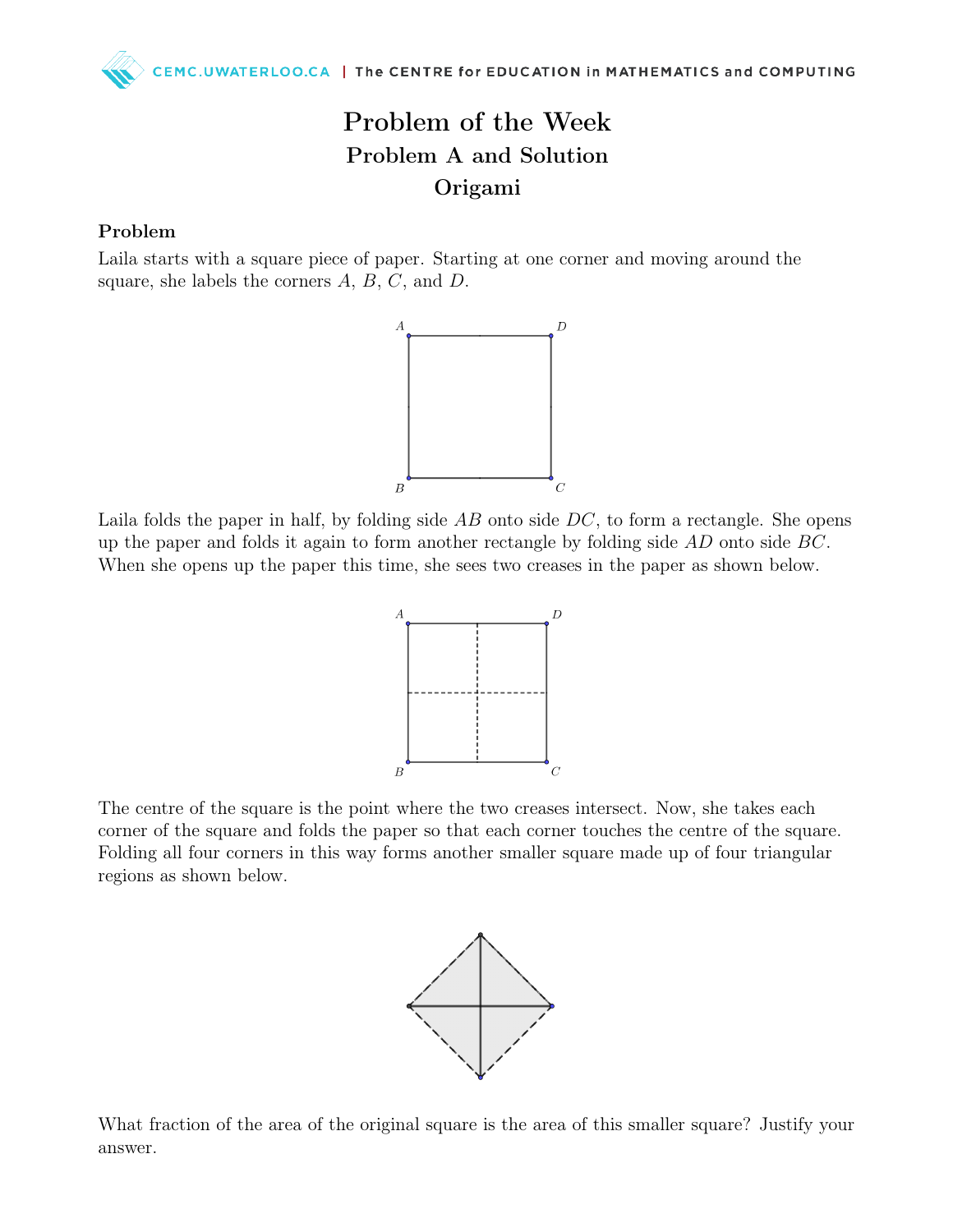# Problem of the Week

## Problem A and Solution

## Origami

### Problem

Laila starts with a square piece of paper. Starting at one corner and moving around the square, she labels the corners $A$, $B$, $C$, and $D$.

Laila folds the paper in half, by folding side $AB$ onto side $DC$, to form a rectangle. She opens up the paper and folds it again to form another rectangle by folding side $AD$ onto side $BC$. When she opens up the paper this time, she sees two creases in the paper as shown below.

The centre of the square is the point where the two creases intersect. Now, she takes each corner of the square and folds the paper so that each corner touches the centre of the square. Folding all four corners in this way forms another smaller square made up of four triangular regions as shown below.

What fraction of the area of the original square is the area of this smaller square? Justify your answer.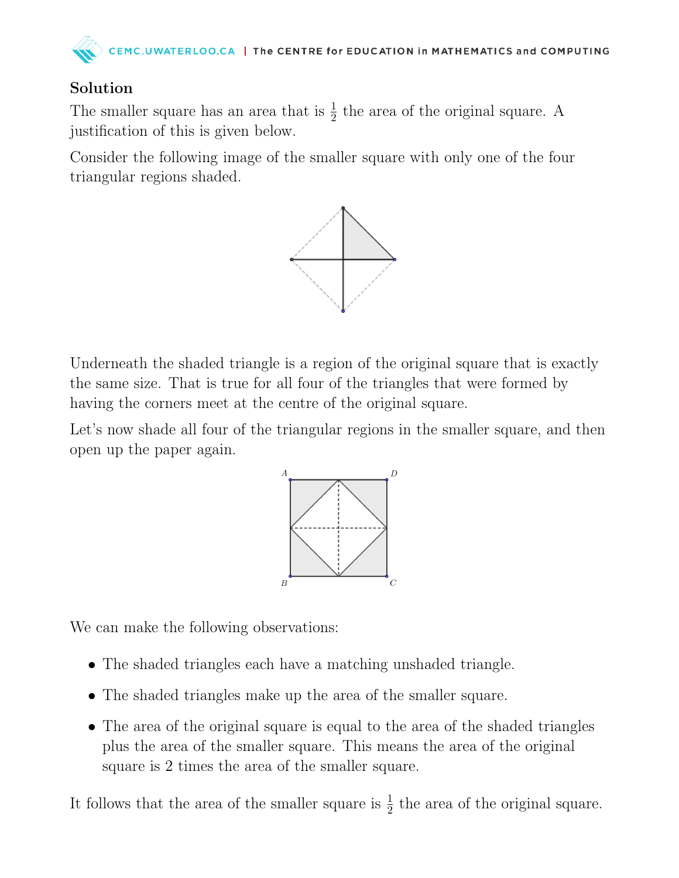**Solution**

The smaller square has an area that is $\frac{1}{2}$ the area of the original square. A justification of this is given below.

Consider the following image of the smaller square with only one of the four triangular regions shaded.

Underneath the shaded triangle is a region of the original square that is exactly the same size. That is true for all four of the triangles that were formed by having the corners meet at the centre of the original square.

Let's now shade all four of the triangular regions in the smaller square, and then open up the paper again.

A
D
B
C

We can make the following observations:

- The shaded triangles each have a matching unshaded triangle.
- The shaded triangles make up the area of the smaller square.
- The area of the original square is equal to the area of the shaded triangles plus the area of the smaller square. This means the area of the original square is 2 times the area of the smaller square.

It follows that the area of the smaller square is $\frac{1}{2}$ the area of the original square.